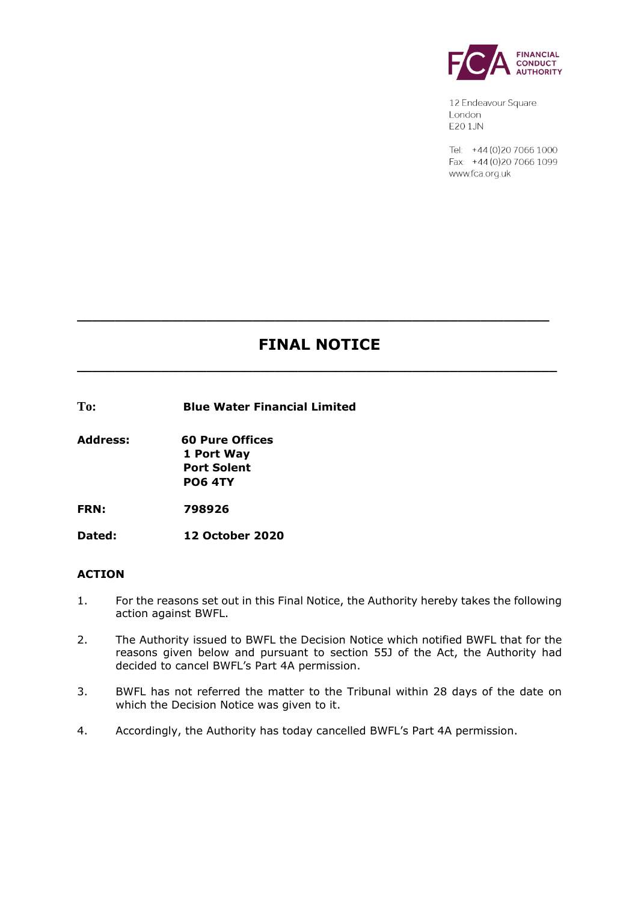12 Endeavour Square
London
E20 1JN

Tel: +44 (0)20 7066 1000
Fax: +44 (0)20 7066 1099
www.fca.org.uk

---

# FINAL NOTICE

---

**To:** **Blue Water Financial Limited**

**Address:** **60 Pure Offices**
**1 Port Way**
**Port Solent**
**PO6 4TY**

**FRN:** **798926**

**Dated:** **12 October 2020**

## ACTION

1. For the reasons set out in this Final Notice, the Authority hereby takes the following action against BWFL.

2. The Authority issued to BWFL the Decision Notice which notified BWFL that for the reasons given below and pursuant to section 55J of the Act, the Authority had decided to cancel BWFL's Part 4A permission.

3. BWFL has not referred the matter to the Tribunal within 28 days of the date on which the Decision Notice was given to it.

4. Accordingly, the Authority has today cancelled BWFL's Part 4A permission.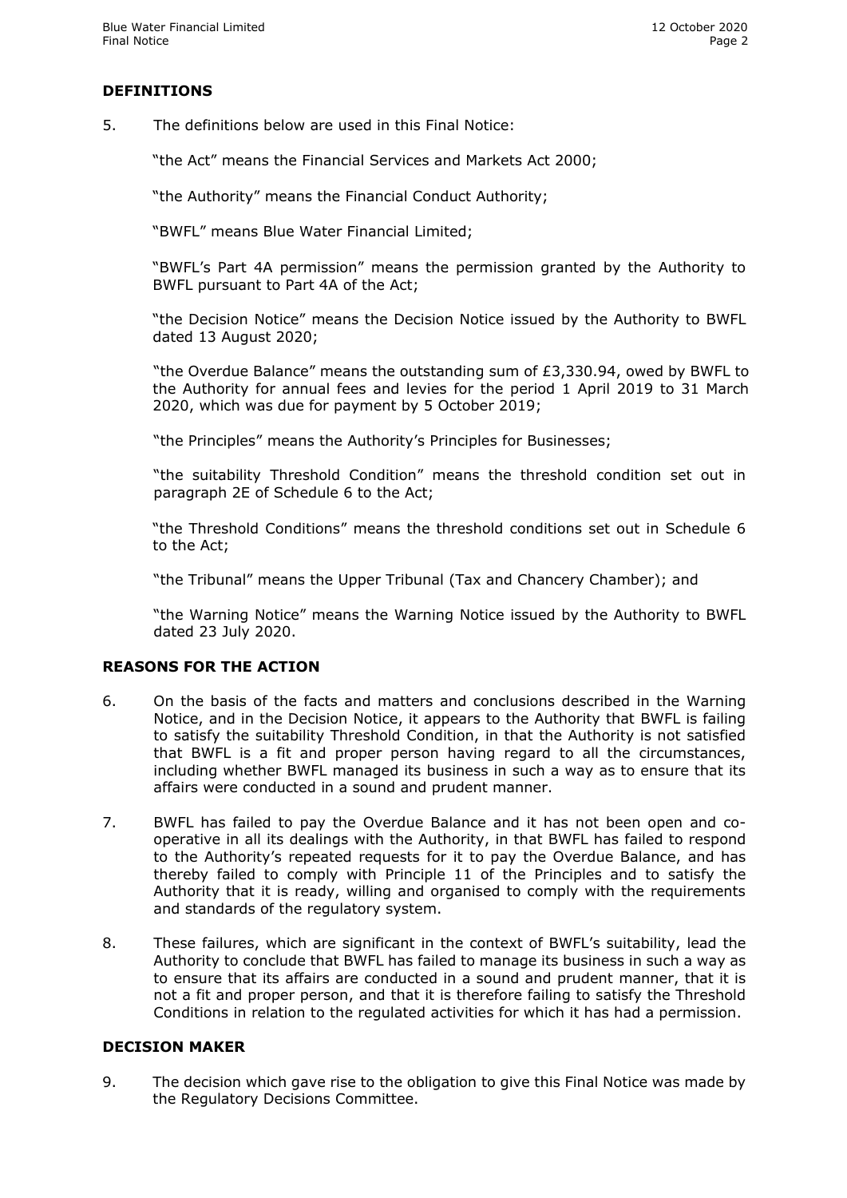## DEFINITIONS

5. The definitions below are used in this Final Notice:

   "the Act" means the Financial Services and Markets Act 2000;

   "the Authority" means the Financial Conduct Authority;

   "BWFL" means Blue Water Financial Limited;

   "BWFL's Part 4A permission" means the permission granted by the Authority to BWFL pursuant to Part 4A of the Act;

   "the Decision Notice" means the Decision Notice issued by the Authority to BWFL dated 13 August 2020;

   "the Overdue Balance" means the outstanding sum of £3,330.94, owed by BWFL to the Authority for annual fees and levies for the period 1 April 2019 to 31 March 2020, which was due for payment by 5 October 2019;

   "the Principles" means the Authority's Principles for Businesses;

   "the suitability Threshold Condition" means the threshold condition set out in paragraph 2E of Schedule 6 to the Act;

   "the Threshold Conditions" means the threshold conditions set out in Schedule 6 to the Act;

   "the Tribunal" means the Upper Tribunal (Tax and Chancery Chamber); and

   "the Warning Notice" means the Warning Notice issued by the Authority to BWFL dated 23 July 2020.

## REASONS FOR THE ACTION

6. On the basis of the facts and matters and conclusions described in the Warning Notice, and in the Decision Notice, it appears to the Authority that BWFL is failing to satisfy the suitability Threshold Condition, in that the Authority is not satisfied that BWFL is a fit and proper person having regard to all the circumstances, including whether BWFL managed its business in such a way as to ensure that its affairs were conducted in a sound and prudent manner.

7. BWFL has failed to pay the Overdue Balance and it has not been open and co-operative in all its dealings with the Authority, in that BWFL has failed to respond to the Authority's repeated requests for it to pay the Overdue Balance, and has thereby failed to comply with Principle 11 of the Principles and to satisfy the Authority that it is ready, willing and organised to comply with the requirements and standards of the regulatory system.

8. These failures, which are significant in the context of BWFL's suitability, lead the Authority to conclude that BWFL has failed to manage its business in such a way as to ensure that its affairs are conducted in a sound and prudent manner, that it is not a fit and proper person, and that it is therefore failing to satisfy the Threshold Conditions in relation to the regulated activities for which it has had a permission.

## DECISION MAKER

9. The decision which gave rise to the obligation to give this Final Notice was made by the Regulatory Decisions Committee.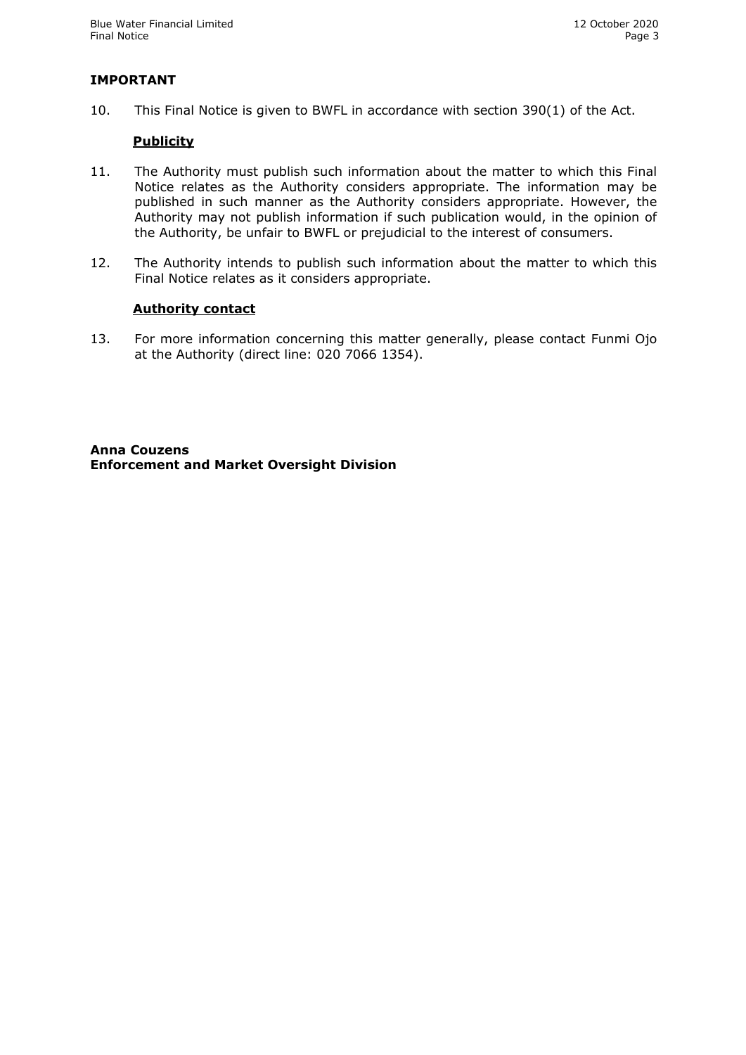## IMPORTANT

10. This Final Notice is given to BWFL in accordance with section 390(1) of the Act.

### Publicity

11. The Authority must publish such information about the matter to which this Final Notice relates as the Authority considers appropriate. The information may be published in such manner as the Authority considers appropriate. However, the Authority may not publish information if such publication would, in the opinion of the Authority, be unfair to BWFL or prejudicial to the interest of consumers.

12. The Authority intends to publish such information about the matter to which this Final Notice relates as it considers appropriate.

### Authority contact

13. For more information concerning this matter generally, please contact Funmi Ojo at the Authority (direct line: 020 7066 1354).

**Anna Couzens**
**Enforcement and Market Oversight Division**